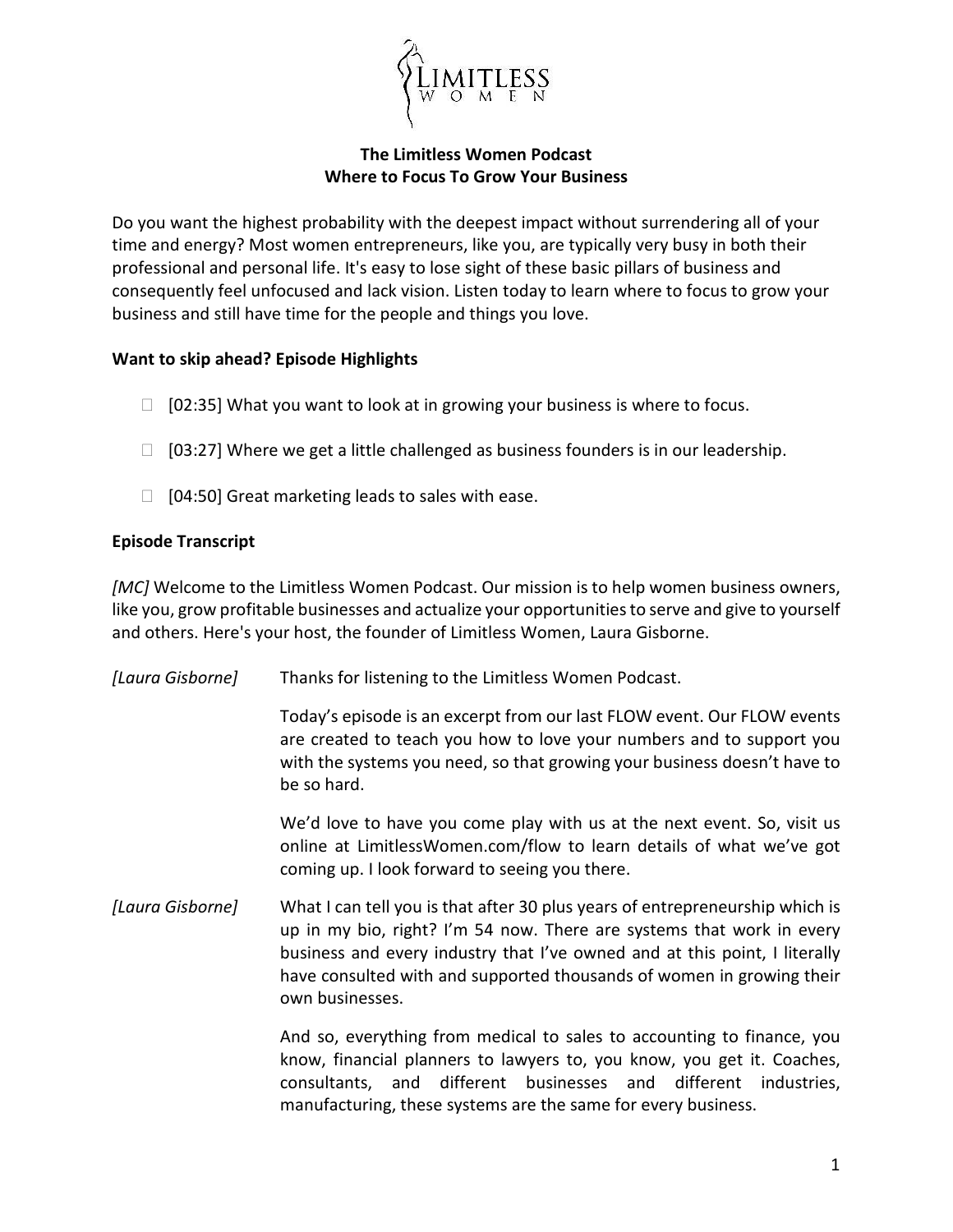LIMITLESS WOMEN

**The Limitless Women Podcast**
**Where to Focus To Grow Your Business**

Do you want the highest probability with the deepest impact without surrendering all of your time and energy? Most women entrepreneurs, like you, are typically very busy in both their professional and personal life. It's easy to lose sight of these basic pillars of business and consequently feel unfocused and lack vision. Listen today to learn where to focus to grow your business and still have time for the people and things you love.

**Want to skip ahead? Episode Highlights**

- [02:35] What you want to look at in growing your business is where to focus.
- [03:27] Where we get a little challenged as business founders is in our leadership.
- [04:50] Great marketing leads to sales with ease.

**Episode Transcript**

*[MC]* Welcome to the Limitless Women Podcast. Our mission is to help women business owners, like you, grow profitable businesses and actualize your opportunities to serve and give to yourself and others. Here's your host, the founder of Limitless Women, Laura Gisborne.

*[Laura Gisborne]* Thanks for listening to the Limitless Women Podcast.

Today's episode is an excerpt from our last FLOW event. Our FLOW events are created to teach you how to love your numbers and to support you with the systems you need, so that growing your business doesn't have to be so hard.

We'd love to have you come play with us at the next event. So, visit us online at LimitlessWomen.com/flow to learn details of what we've got coming up. I look forward to seeing you there.

*[Laura Gisborne]* What I can tell you is that after 30 plus years of entrepreneurship which is up in my bio, right? I'm 54 now. There are systems that work in every business and every industry that I've owned and at this point, I literally have consulted with and supported thousands of women in growing their own businesses.

And so, everything from medical to sales to accounting to finance, you know, financial planners to lawyers to, you know, you get it. Coaches, consultants, and different businesses and different industries, manufacturing, these systems are the same for every business.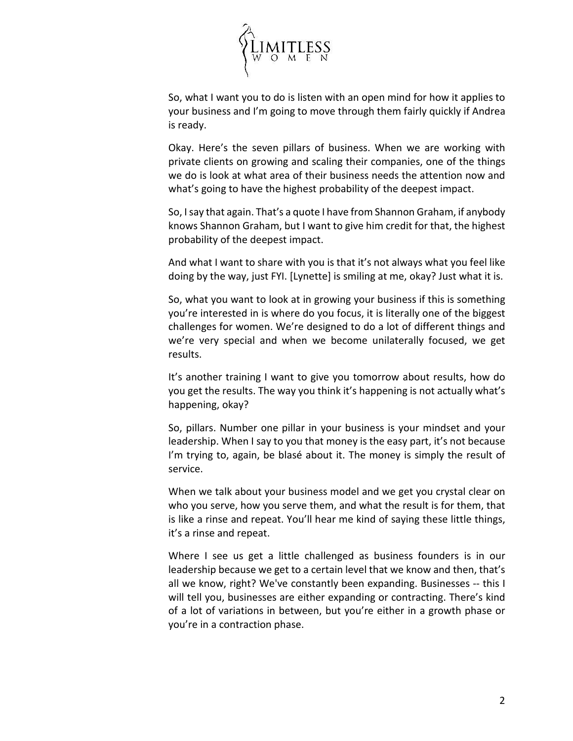So, what I want you to do is listen with an open mind for how it applies to your business and I'm going to move through them fairly quickly if Andrea is ready.

Okay. Here's the seven pillars of business. When we are working with private clients on growing and scaling their companies, one of the things we do is look at what area of their business needs the attention now and what's going to have the highest probability of the deepest impact.

So, I say that again. That's a quote I have from Shannon Graham, if anybody knows Shannon Graham, but I want to give him credit for that, the highest probability of the deepest impact.

And what I want to share with you is that it's not always what you feel like doing by the way, just FYI. [Lynette] is smiling at me, okay? Just what it is.

So, what you want to look at in growing your business if this is something you're interested in is where do you focus, it is literally one of the biggest challenges for women. We're designed to do a lot of different things and we're very special and when we become unilaterally focused, we get results.

It's another training I want to give you tomorrow about results, how do you get the results. The way you think it's happening is not actually what's happening, okay?

So, pillars. Number one pillar in your business is your mindset and your leadership. When I say to you that money is the easy part, it's not because I'm trying to, again, be blasé about it. The money is simply the result of service.

When we talk about your business model and we get you crystal clear on who you serve, how you serve them, and what the result is for them, that is like a rinse and repeat. You'll hear me kind of saying these little things, it's a rinse and repeat.

Where I see us get a little challenged as business founders is in our leadership because we get to a certain level that we know and then, that's all we know, right? We've constantly been expanding. Businesses -- this I will tell you, businesses are either expanding or contracting. There's kind of a lot of variations in between, but you're either in a growth phase or you're in a contraction phase.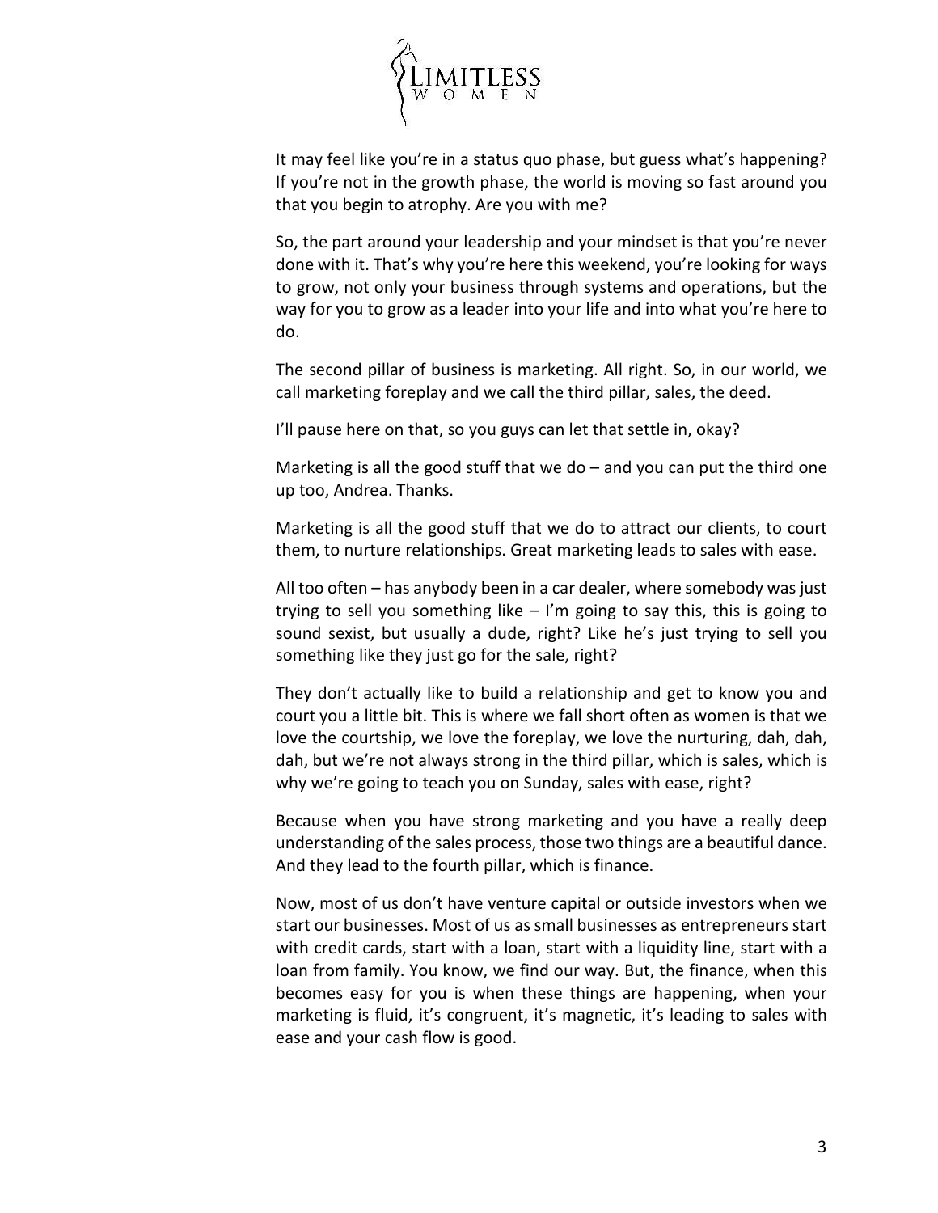It may feel like you're in a status quo phase, but guess what's happening? If you're not in the growth phase, the world is moving so fast around you that you begin to atrophy. Are you with me?

So, the part around your leadership and your mindset is that you're never done with it. That's why you're here this weekend, you're looking for ways to grow, not only your business through systems and operations, but the way for you to grow as a leader into your life and into what you're here to do.

The second pillar of business is marketing. All right. So, in our world, we call marketing foreplay and we call the third pillar, sales, the deed.

I'll pause here on that, so you guys can let that settle in, okay?

Marketing is all the good stuff that we do – and you can put the third one up too, Andrea. Thanks.

Marketing is all the good stuff that we do to attract our clients, to court them, to nurture relationships. Great marketing leads to sales with ease.

All too often – has anybody been in a car dealer, where somebody was just trying to sell you something like – I'm going to say this, this is going to sound sexist, but usually a dude, right? Like he's just trying to sell you something like they just go for the sale, right?

They don't actually like to build a relationship and get to know you and court you a little bit. This is where we fall short often as women is that we love the courtship, we love the foreplay, we love the nurturing, dah, dah, dah, but we're not always strong in the third pillar, which is sales, which is why we're going to teach you on Sunday, sales with ease, right?

Because when you have strong marketing and you have a really deep understanding of the sales process, those two things are a beautiful dance. And they lead to the fourth pillar, which is finance.

Now, most of us don't have venture capital or outside investors when we start our businesses. Most of us as small businesses as entrepreneurs start with credit cards, start with a loan, start with a liquidity line, start with a loan from family. You know, we find our way. But, the finance, when this becomes easy for you is when these things are happening, when your marketing is fluid, it's congruent, it's magnetic, it's leading to sales with ease and your cash flow is good.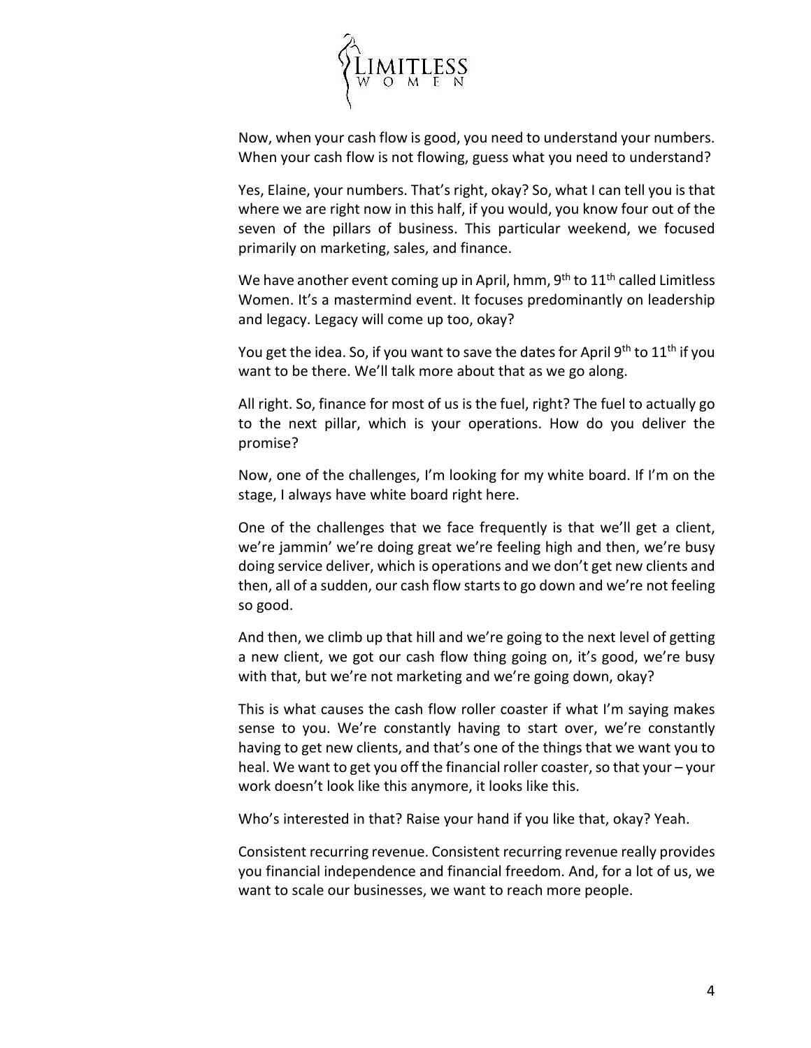Now, when your cash flow is good, you need to understand your numbers. When your cash flow is not flowing, guess what you need to understand?

Yes, Elaine, your numbers. That's right, okay? So, what I can tell you is that where we are right now in this half, if you would, you know four out of the seven of the pillars of business. This particular weekend, we focused primarily on marketing, sales, and finance.

We have another event coming up in April, hmm, 9th to 11th called Limitless Women. It's a mastermind event. It focuses predominantly on leadership and legacy. Legacy will come up too, okay?

You get the idea. So, if you want to save the dates for April 9th to 11th if you want to be there. We'll talk more about that as we go along.

All right. So, finance for most of us is the fuel, right? The fuel to actually go to the next pillar, which is your operations. How do you deliver the promise?

Now, one of the challenges, I'm looking for my white board. If I'm on the stage, I always have white board right here.

One of the challenges that we face frequently is that we'll get a client, we're jammin' we're doing great we're feeling high and then, we're busy doing service deliver, which is operations and we don't get new clients and then, all of a sudden, our cash flow starts to go down and we're not feeling so good.

And then, we climb up that hill and we're going to the next level of getting a new client, we got our cash flow thing going on, it's good, we're busy with that, but we're not marketing and we're going down, okay?

This is what causes the cash flow roller coaster if what I'm saying makes sense to you. We're constantly having to start over, we're constantly having to get new clients, and that's one of the things that we want you to heal. We want to get you off the financial roller coaster, so that your – your work doesn't look like this anymore, it looks like this.

Who's interested in that? Raise your hand if you like that, okay? Yeah.

Consistent recurring revenue. Consistent recurring revenue really provides you financial independence and financial freedom. And, for a lot of us, we want to scale our businesses, we want to reach more people.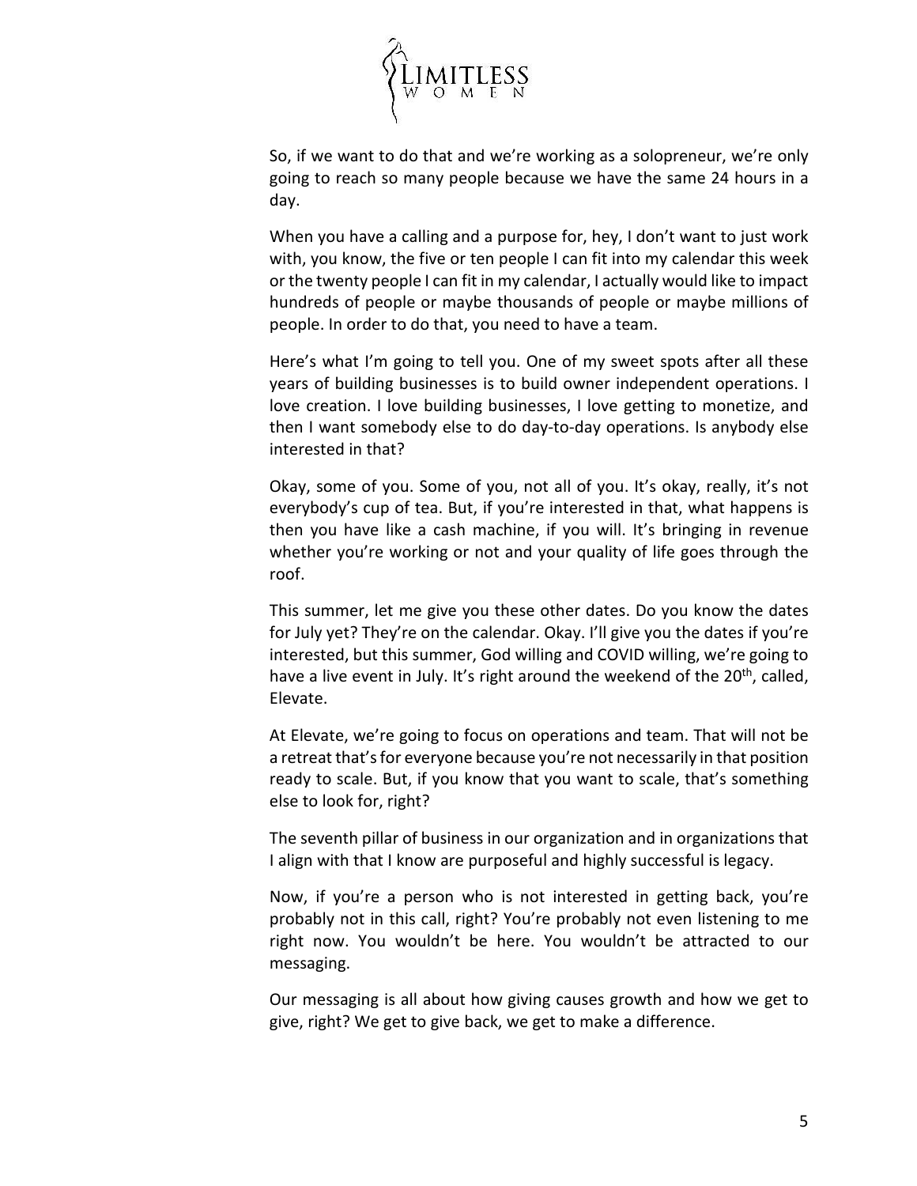So, if we want to do that and we're working as a solopreneur, we're only going to reach so many people because we have the same 24 hours in a day.

When you have a calling and a purpose for, hey, I don't want to just work with, you know, the five or ten people I can fit into my calendar this week or the twenty people I can fit in my calendar, I actually would like to impact hundreds of people or maybe thousands of people or maybe millions of people. In order to do that, you need to have a team.

Here's what I'm going to tell you. One of my sweet spots after all these years of building businesses is to build owner independent operations. I love creation. I love building businesses, I love getting to monetize, and then I want somebody else to do day-to-day operations. Is anybody else interested in that?

Okay, some of you. Some of you, not all of you. It's okay, really, it's not everybody's cup of tea. But, if you're interested in that, what happens is then you have like a cash machine, if you will. It's bringing in revenue whether you're working or not and your quality of life goes through the roof.

This summer, let me give you these other dates. Do you know the dates for July yet? They're on the calendar. Okay. I'll give you the dates if you're interested, but this summer, God willing and COVID willing, we're going to have a live event in July. It's right around the weekend of the 20th, called, Elevate.

At Elevate, we're going to focus on operations and team. That will not be a retreat that's for everyone because you're not necessarily in that position ready to scale. But, if you know that you want to scale, that's something else to look for, right?

The seventh pillar of business in our organization and in organizations that I align with that I know are purposeful and highly successful is legacy.

Now, if you're a person who is not interested in getting back, you're probably not in this call, right? You're probably not even listening to me right now. You wouldn't be here. You wouldn't be attracted to our messaging.

Our messaging is all about how giving causes growth and how we get to give, right? We get to give back, we get to make a difference.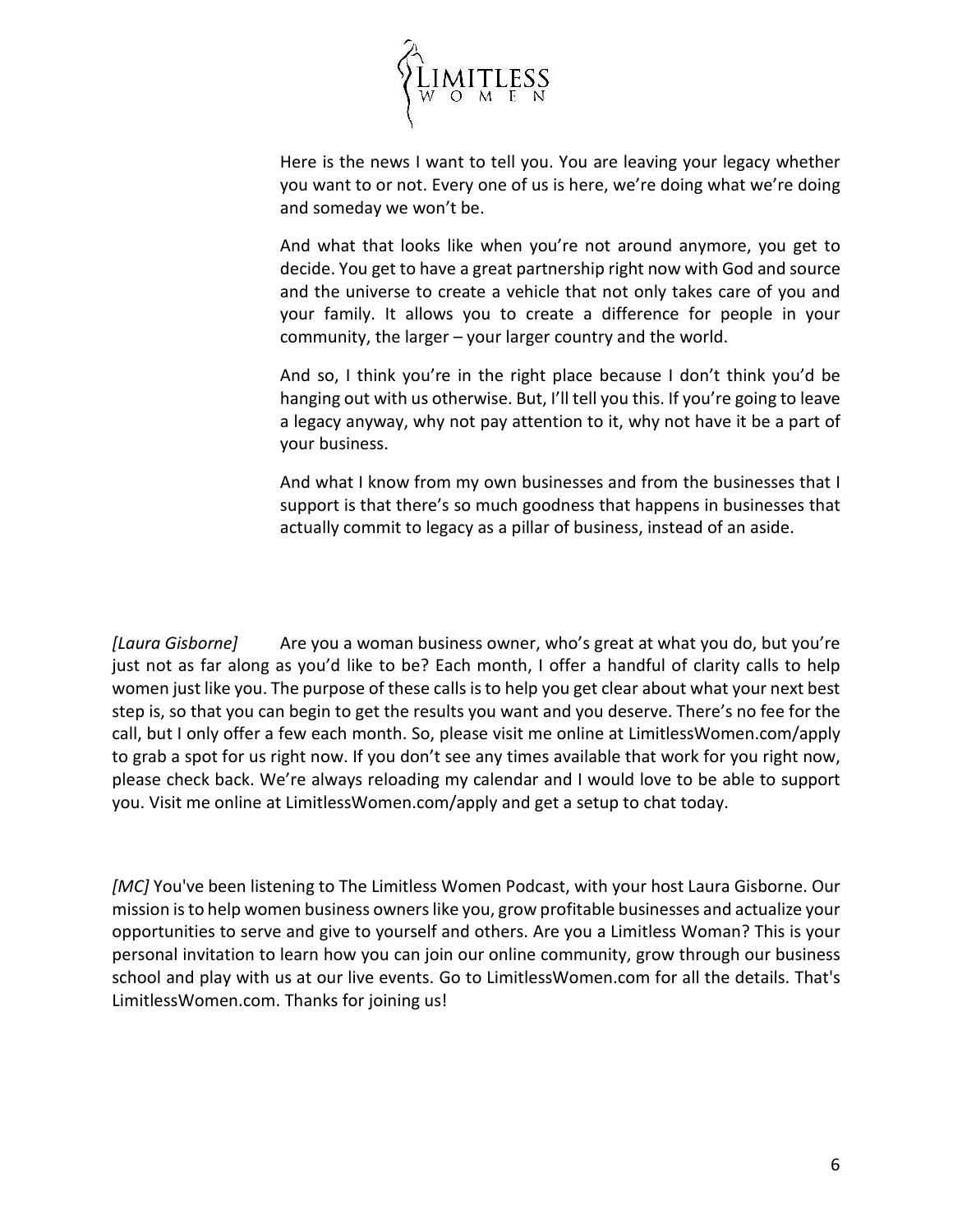Here is the news I want to tell you. You are leaving your legacy whether you want to or not. Every one of us is here, we're doing what we're doing and someday we won't be.

And what that looks like when you're not around anymore, you get to decide. You get to have a great partnership right now with God and source and the universe to create a vehicle that not only takes care of you and your family. It allows you to create a difference for people in your community, the larger – your larger country and the world.

And so, I think you're in the right place because I don't think you'd be hanging out with us otherwise. But, I'll tell you this. If you're going to leave a legacy anyway, why not pay attention to it, why not have it be a part of your business.

And what I know from my own businesses and from the businesses that I support is that there's so much goodness that happens in businesses that actually commit to legacy as a pillar of business, instead of an aside.

*[Laura Gisborne]* Are you a woman business owner, who's great at what you do, but you're just not as far along as you'd like to be? Each month, I offer a handful of clarity calls to help women just like you. The purpose of these calls is to help you get clear about what your next best step is, so that you can begin to get the results you want and you deserve. There's no fee for the call, but I only offer a few each month. So, please visit me online at LimitlessWomen.com/apply to grab a spot for us right now. If you don't see any times available that work for you right now, please check back. We're always reloading my calendar and I would love to be able to support you. Visit me online at LimitlessWomen.com/apply and get a setup to chat today.

*[MC]* You've been listening to The Limitless Women Podcast, with your host Laura Gisborne. Our mission is to help women business owners like you, grow profitable businesses and actualize your opportunities to serve and give to yourself and others. Are you a Limitless Woman? This is your personal invitation to learn how you can join our online community, grow through our business school and play with us at our live events. Go to LimitlessWomen.com for all the details. That's LimitlessWomen.com. Thanks for joining us!